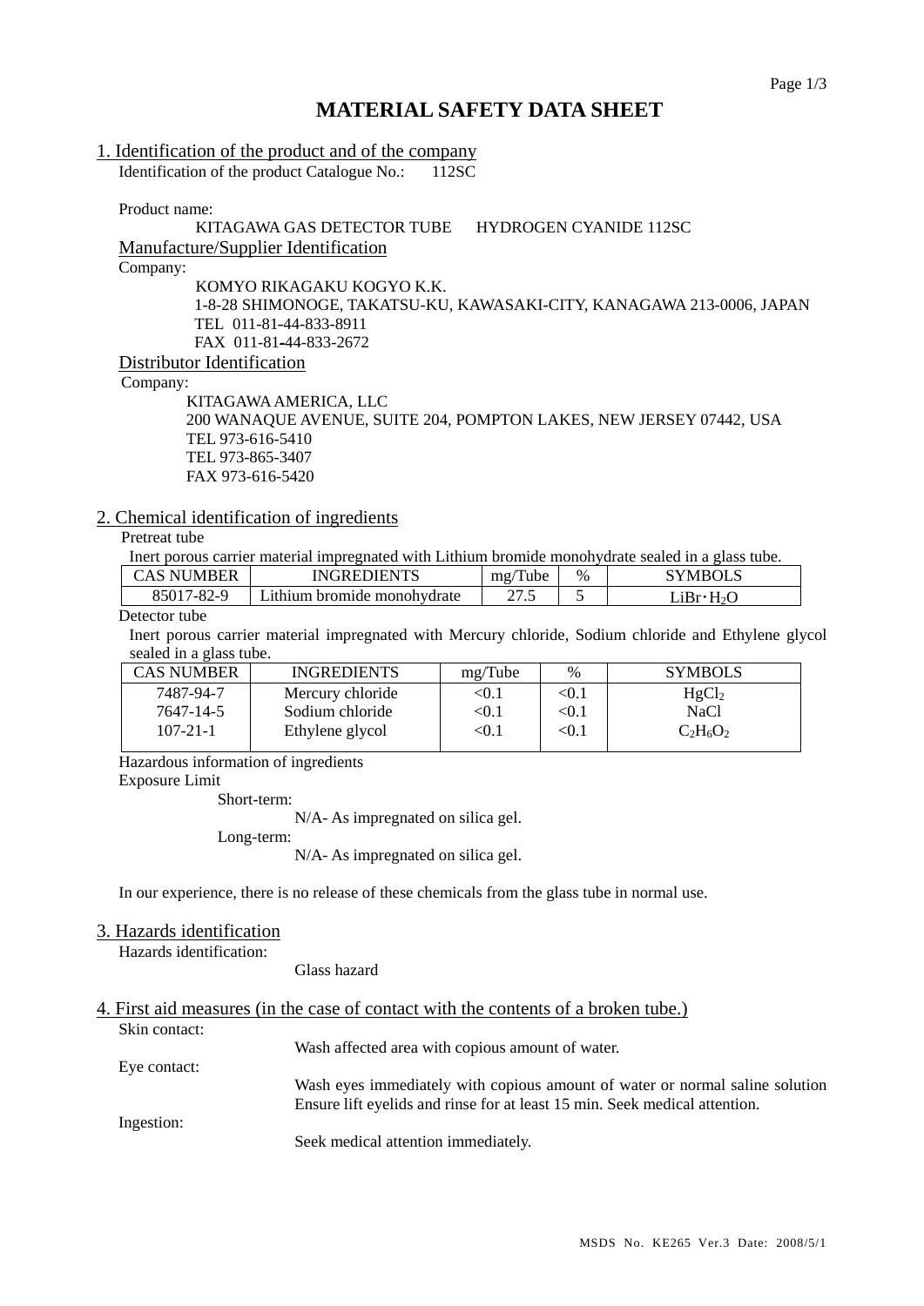# MATERIAL SAFETY DATA SHEET

## 1. Identification of the product and of the company

Identification of the product Catalogue No.: 112SC

Product name:

KITAGAWA GAS DETECTOR TUBE HYDROGEN CYANIDE 112SC

### Manufacture/Supplier Identification

Company:

KOMYO RIKAGAKU KOGYO K.K.
1-8-28 SHIMONOGE, TAKATSU-KU, KAWASAKI-CITY, KANAGAWA 213-0006, JAPAN
TEL 011-81-44-833-8911
FAX 011-81-44-833-2672

### Distributor Identification

Company:

KITAGAWA AMERICA, LLC
200 WANAQUE AVENUE, SUITE 204, POMPTON LAKES, NEW JERSEY 07442, USA
TEL 973-616-5410
TEL 973-865-3407
FAX 973-616-5420

## 2. Chemical identification of ingredients

Pretreat tube

Inert porous carrier material impregnated with Lithium bromide monohydrate sealed in a glass tube.

| CAS NUMBER | INGREDIENTS | mg/Tube | % | SYMBOLS |
|---|---|---|---|---|
| 85017-82-9 | Lithium bromide monohydrate | 27.5 | 5 | $LiBr \cdot H_2O$ |

Detector tube

Inert porous carrier material impregnated with Mercury chloride, Sodium chloride and Ethylene glycol sealed in a glass tube.

| CAS NUMBER | INGREDIENTS | mg/Tube | % | SYMBOLS |
|---|---|---|---|---|
| 7487-94-7 | Mercury chloride | <0.1 | <0.1 | $HgCl_2$ |
| 7647-14-5 | Sodium chloride | <0.1 | <0.1 | NaCl |
| 107-21-1 | Ethylene glycol | <0.1 | <0.1 | $C_2H_6O_2$ |

Hazardous information of ingredients

Exposure Limit

Short-term:

N/A- As impregnated on silica gel.

Long-term:

N/A- As impregnated on silica gel.

In our experience, there is no release of these chemicals from the glass tube in normal use.

## 3. Hazards identification

Hazards identification:

Glass hazard

## 4. First aid measures (in the case of contact with the contents of a broken tube.)

Skin contact:

Wash affected area with copious amount of water.

Eye contact:

Wash eyes immediately with copious amount of water or normal saline solution Ensure lift eyelids and rinse for at least 15 min. Seek medical attention.

Ingestion:

Seek medical attention immediately.

MSDS No. KE265 Ver.3 Date: 2008/5/1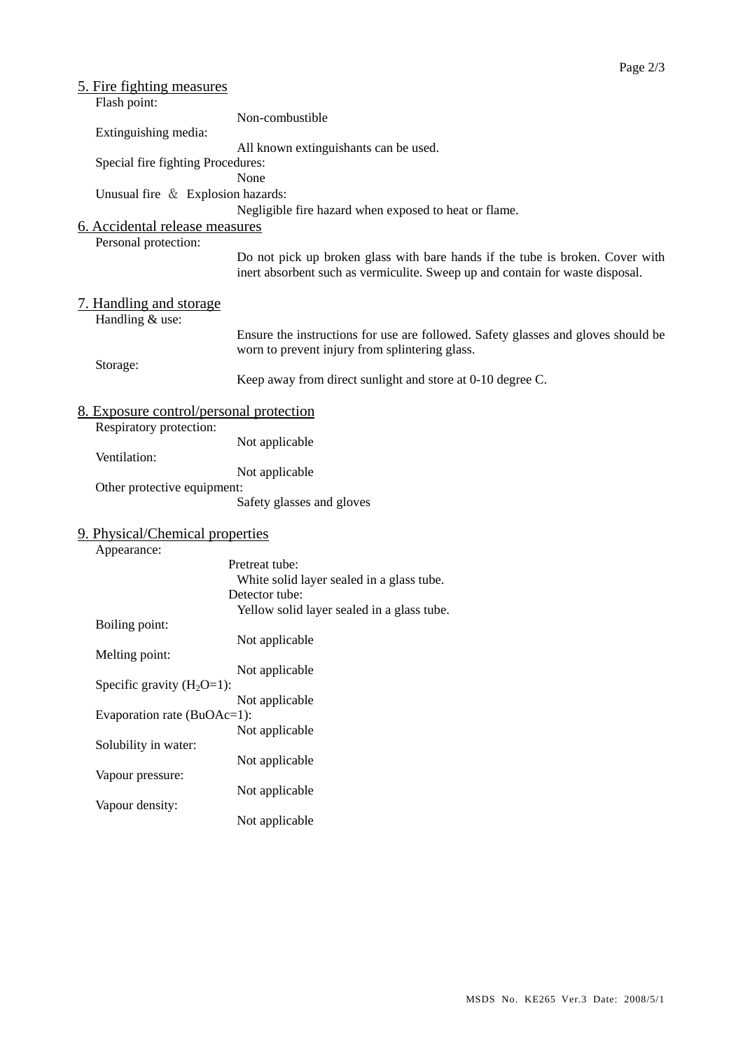## 5. Fire fighting measures

Flash point:

Non-combustible

Extinguishing media:

All known extinguishants can be used.

Special fire fighting Procedures:

None

Unusual fire ＆ Explosion hazards:

Negligible fire hazard when exposed to heat or flame.

## 6. Accidental release measures

Personal protection:

Do not pick up broken glass with bare hands if the tube is broken. Cover with inert absorbent such as vermiculite. Sweep up and contain for waste disposal.

## 7. Handling and storage

Handling & use:

Ensure the instructions for use are followed. Safety glasses and gloves should be worn to prevent injury from splintering glass.

Storage:

Keep away from direct sunlight and store at 0-10 degree C.

## 8. Exposure control/personal protection

Respiratory protection:

Not applicable

Ventilation:

Not applicable

Other protective equipment:

Safety glasses and gloves

## 9. Physical/Chemical properties

Appearance:

Pretreat tube:

White solid layer sealed in a glass tube.

Detector tube:

Yellow solid layer sealed in a glass tube.

Boiling point:

Not applicable

Melting point:

Not applicable

Specific gravity ($H_2O$=1):

Not applicable

Evaporation rate (BuOAc=1):

Not applicable

Solubility in water:

Not applicable

Vapour pressure:

Not applicable

Vapour density:

Not applicable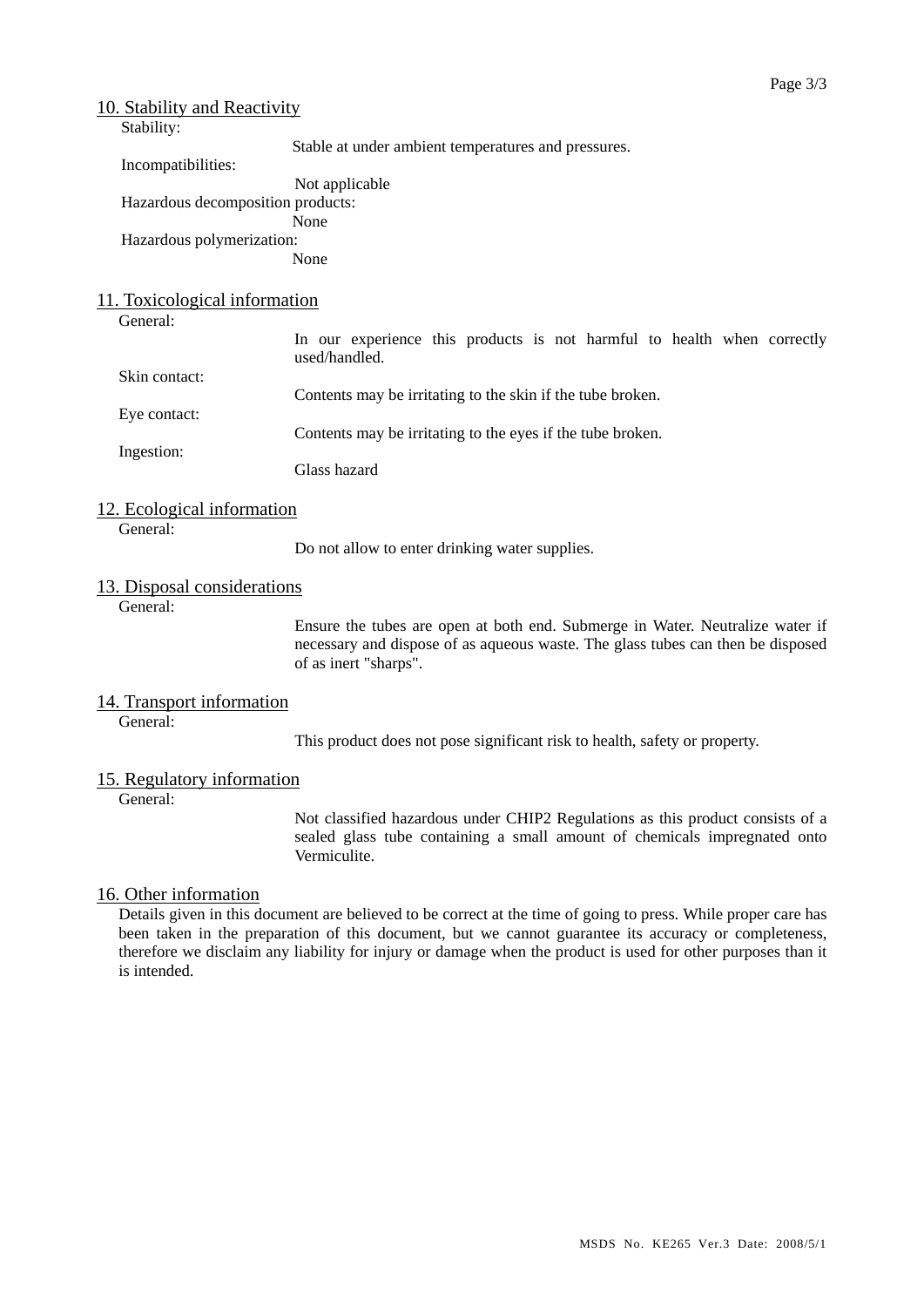## 10. Stability and Reactivity

Stability:

Stable at under ambient temperatures and pressures.

Incompatibilities:

Not applicable

Hazardous decomposition products:

None

Hazardous polymerization:

None

## 11. Toxicological information

General:

In our experience this products is not harmful to health when correctly used/handled.

Skin contact:

Contents may be irritating to the skin if the tube broken.

Eye contact:

Contents may be irritating to the eyes if the tube broken.

Ingestion:

Glass hazard

## 12. Ecological information

General:

Do not allow to enter drinking water supplies.

## 13. Disposal considerations

General:

Ensure the tubes are open at both end. Submerge in Water. Neutralize water if necessary and dispose of as aqueous waste. The glass tubes can then be disposed of as inert "sharps".

## 14. Transport information

General:

This product does not pose significant risk to health, safety or property.

## 15. Regulatory information

General:

Not classified hazardous under CHIP2 Regulations as this product consists of a sealed glass tube containing a small amount of chemicals impregnated onto Vermiculite.

## 16. Other information

Details given in this document are believed to be correct at the time of going to press. While proper care has been taken in the preparation of this document, but we cannot guarantee its accuracy or completeness, therefore we disclaim any liability for injury or damage when the product is used for other purposes than it is intended.

MSDS No. KE265 Ver.3 Date: 2008/5/1